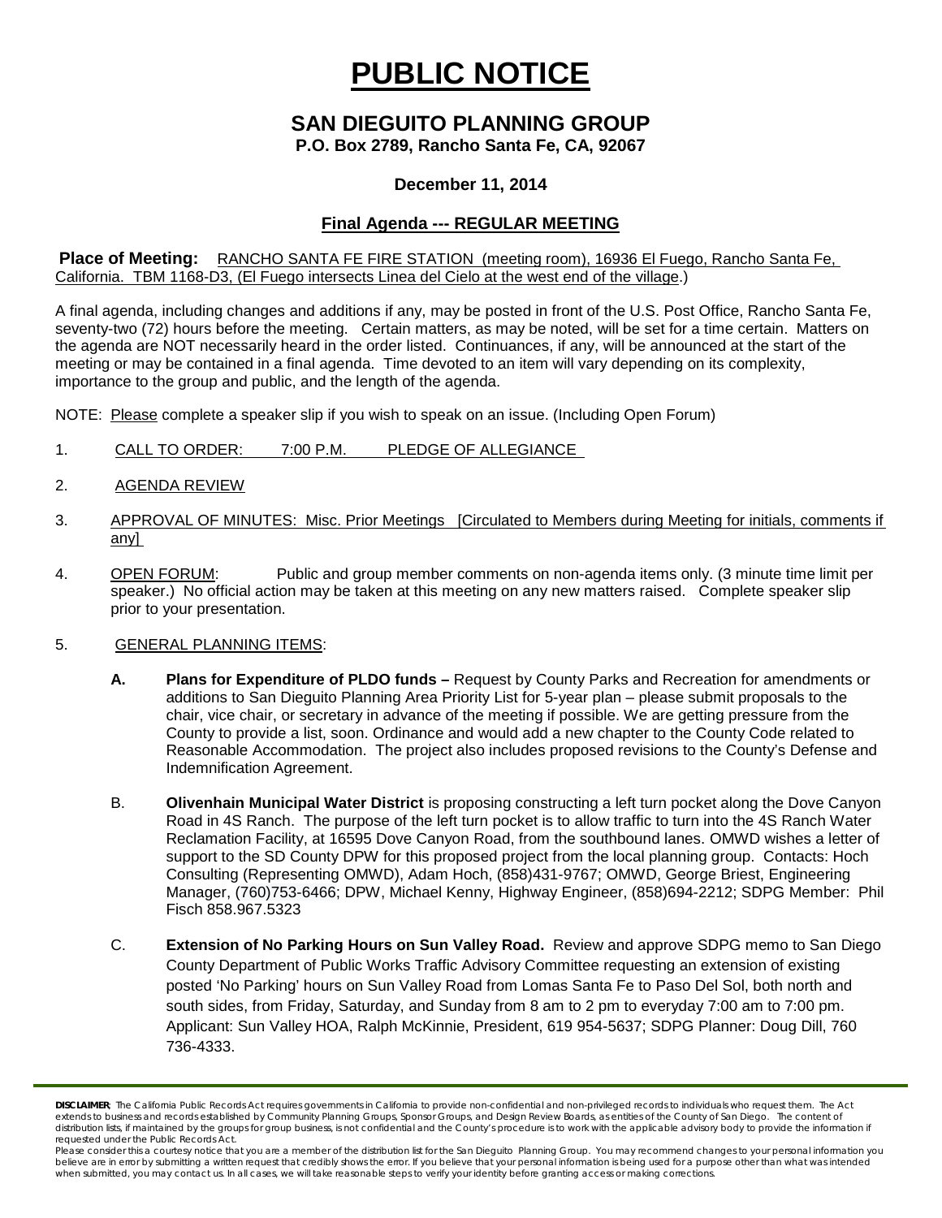# PUBLIC NOTICE

## SAN DIEGUITO PLANNING GROUP

**P.O. Box 2789, Rancho Santa Fe, CA, 92067**

**December 11, 2014**

**Final Agenda --- REGULAR MEETING**

**Place of Meeting:** RANCHO SANTA FE FIRE STATION (meeting room), 16936 El Fuego, Rancho Santa Fe, California. TBM 1168-D3, (El Fuego intersects Linea del Cielo at the west end of the village.)

A final agenda, including changes and additions if any, may be posted in front of the U.S. Post Office, Rancho Santa Fe, seventy-two (72) hours before the meeting. Certain matters, as may be noted, will be set for a time certain. Matters on the agenda are NOT necessarily heard in the order listed. Continuances, if any, will be announced at the start of the meeting or may be contained in a final agenda. Time devoted to an item will vary depending on its complexity, importance to the group and public, and the length of the agenda.

NOTE: Please complete a speaker slip if you wish to speak on an issue. (Including Open Forum)

1. CALL TO ORDER: 7:00 P.M. PLEDGE OF ALLEGIANCE
2. AGENDA REVIEW
3. APPROVAL OF MINUTES: Misc. Prior Meetings [Circulated to Members during Meeting for initials, comments if any]
4. OPEN FORUM: Public and group member comments on non-agenda items only. (3 minute time limit per speaker.) No official action may be taken at this meeting on any new matters raised. Complete speaker slip prior to your presentation.
5. GENERAL PLANNING ITEMS:

   **A. Plans for Expenditure of PLDO funds –** Request by County Parks and Recreation for amendments or additions to San Dieguito Planning Area Priority List for 5-year plan – please submit proposals to the chair, vice chair, or secretary in advance of the meeting if possible. We are getting pressure from the County to provide a list, soon. Ordinance and would add a new chapter to the County Code related to Reasonable Accommodation. The project also includes proposed revisions to the County's Defense and Indemnification Agreement.

   B. **Olivenhain Municipal Water District** is proposing constructing a left turn pocket along the Dove Canyon Road in 4S Ranch. The purpose of the left turn pocket is to allow traffic to turn into the 4S Ranch Water Reclamation Facility, at 16595 Dove Canyon Road, from the southbound lanes. OMWD wishes a letter of support to the SD County DPW for this proposed project from the local planning group. Contacts: Hoch Consulting (Representing OMWD), Adam Hoch, (858)431-9767; OMWD, George Briest, Engineering Manager, (760)753-6466; DPW, Michael Kenny, Highway Engineer, (858)694-2212; SDPG Member: Phil Fisch 858.967.5323

   C. **Extension of No Parking Hours on Sun Valley Road.** Review and approve SDPG memo to San Diego County Department of Public Works Traffic Advisory Committee requesting an extension of existing posted 'No Parking' hours on Sun Valley Road from Lomas Santa Fe to Paso Del Sol, both north and south sides, from Friday, Saturday, and Sunday from 8 am to 2 pm to everyday 7:00 am to 7:00 pm. Applicant: Sun Valley HOA, Ralph McKinnie, President, 619 954-5637; SDPG Planner: Doug Dill, 760 736-4333.

**DISCLAIMER**; The California Public Records Act requires governments in California to provide non-confidential and non-privileged records to individuals who request them. The Act extends to business and records established by Community Planning Groups, Sponsor Groups, and Design Review Boards, as entities of the County of San Diego. The content of distribution lists, if maintained by the groups for group business, is not confidential and the County's procedure is to work with the applicable advisory body to provide the information if requested under the Public Records Act.

Please consider this a courtesy notice that you are a member of the distribution list for the San Dieguito Planning Group. You may recommend changes to your personal information you believe are in error by submitting a written request that credibly shows the error. If you believe that your personal information is being used for a purpose other than what was intended when submitted, you may contact us. In all cases, we will take reasonable steps to verify your identity before granting access or making corrections.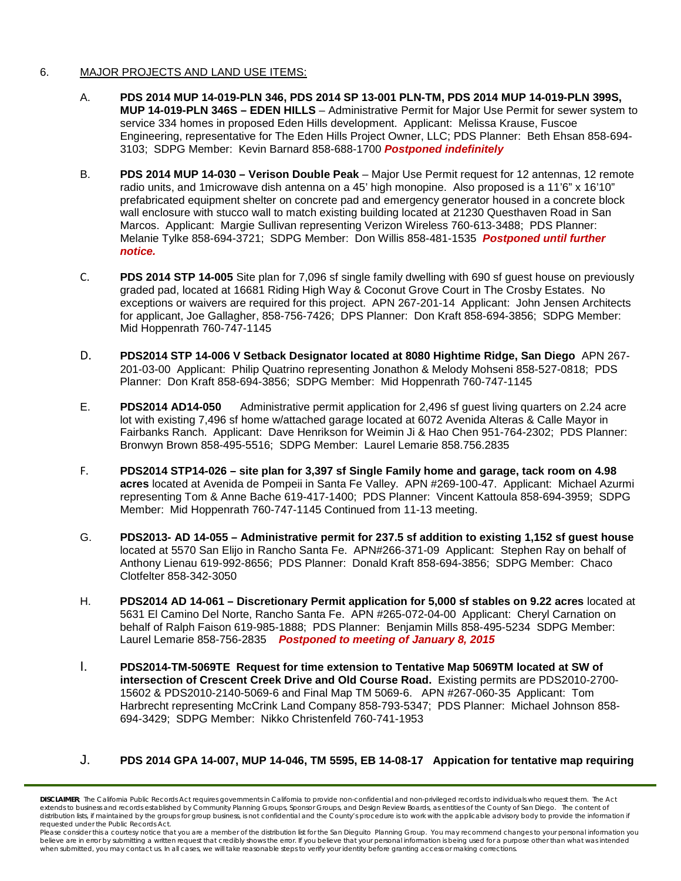6. MAJOR PROJECTS AND LAND USE ITEMS:

A. **PDS 2014 MUP 14-019-PLN 346, PDS 2014 SP 13-001 PLN-TM, PDS 2014 MUP 14-019-PLN 399S, MUP 14-019-PLN 346S – EDEN HILLS** – Administrative Permit for Major Use Permit for sewer system to service 334 homes in proposed Eden Hills development. Applicant: Melissa Krause, Fuscoe Engineering, representative for The Eden Hills Project Owner, LLC; PDS Planner: Beth Ehsan 858-694-3103; SDPG Member: Kevin Barnard 858-688-1700 ***Postponed indefinitely***

B. **PDS 2014 MUP 14-030 – Verison Double Peak** – Major Use Permit request for 12 antennas, 12 remote radio units, and 1microwave dish antenna on a 45' high monopine. Also proposed is a 11'6" x 16'10" prefabricated equipment shelter on concrete pad and emergency generator housed in a concrete block wall enclosure with stucco wall to match existing building located at 21230 Questhaven Road in San Marcos. Applicant: Margie Sullivan representing Verizon Wireless 760-613-3488; PDS Planner: Melanie Tylke 858-694-3721; SDPG Member: Don Willis 858-481-1535 ***Postponed until further notice.***

C. **PDS 2014 STP 14-005** Site plan for 7,096 sf single family dwelling with 690 sf guest house on previously graded pad, located at 16681 Riding High Way & Coconut Grove Court in The Crosby Estates. No exceptions or waivers are required for this project. APN 267-201-14 Applicant: John Jensen Architects for applicant, Joe Gallagher, 858-756-7426; DPS Planner: Don Kraft 858-694-3856; SDPG Member: Mid Hoppenrath 760-747-1145

D. **PDS2014 STP 14-006 V Setback Designator located at 8080 Hightime Ridge, San Diego** APN 267-201-03-00 Applicant: Philip Quatrino representing Jonathon & Melody Mohseni 858-527-0818; PDS Planner: Don Kraft 858-694-3856; SDPG Member: Mid Hoppenrath 760-747-1145

E. **PDS2014 AD14-050** Administrative permit application for 2,496 sf guest living quarters on 2.24 acre lot with existing 7,496 sf home w/attached garage located at 6072 Avenida Alteras & Calle Mayor in Fairbanks Ranch. Applicant: Dave Henrikson for Weimin Ji & Hao Chen 951-764-2302; PDS Planner: Bronwyn Brown 858-495-5516; SDPG Member: Laurel Lemarie 858.756.2835

F. **PDS2014 STP14-026 – site plan for 3,397 sf Single Family home and garage, tack room on 4.98 acres** located at Avenida de Pompeii in Santa Fe Valley. APN #269-100-47. Applicant: Michael Azurmi representing Tom & Anne Bache 619-417-1400; PDS Planner: Vincent Kattoula 858-694-3959; SDPG Member: Mid Hoppenrath 760-747-1145 Continued from 11-13 meeting.

G. **PDS2013- AD 14-055 – Administrative permit for 237.5 sf addition to existing 1,152 sf guest house** located at 5570 San Elijo in Rancho Santa Fe. APN#266-371-09 Applicant: Stephen Ray on behalf of Anthony Lienau 619-992-8656; PDS Planner: Donald Kraft 858-694-3856; SDPG Member: Chaco Clotfelter 858-342-3050

H. **PDS2014 AD 14-061 – Discretionary Permit application for 5,000 sf stables on 9.22 acres** located at 5631 El Camino Del Norte, Rancho Santa Fe. APN #265-072-04-00 Applicant: Cheryl Carnation on behalf of Ralph Faison 619-985-1888; PDS Planner: Benjamin Mills 858-495-5234 SDPG Member: Laurel Lemarie 858-756-2835 ***Postponed to meeting of January 8, 2015***

I. **PDS2014-TM-5069TE Request for time extension to Tentative Map 5069TM located at SW of intersection of Crescent Creek Drive and Old Course Road.** Existing permits are PDS2010-2700-15602 & PDS2010-2140-5069-6 and Final Map TM 5069-6. APN #267-060-35 Applicant: Tom Harbrecht representing McCrink Land Company 858-793-5347; PDS Planner: Michael Johnson 858-694-3429; SDPG Member: Nikko Christenfeld 760-741-1953

J. **PDS 2014 GPA 14-007, MUP 14-046, TM 5595, EB 14-08-17 Appication for tentative map requiring**

**DISCLAIMER**; The California Public Records Act requires governments in California to provide non-confidential and non-privileged records to individuals who request them. The Act extends to business and records established by Community Planning Groups, Sponsor Groups, and Design Review Boards, as entities of the County of San Diego. The content of distribution lists, if maintained by the groups for group business, is not confidential and the County's procedure is to work with the applicable advisory body to provide the information if requested under the Public Records Act.
Please consider this a courtesy notice that you are a member of the distribution list for the San Dieguito Planning Group. You may recommend changes to your personal information you believe are in error by submitting a written request that credibly shows the error. If you believe that your personal information is being used for a purpose other than what was intended when submitted, you may contact us. In all cases, we will take reasonable steps to verify your identity before granting access or making corrections.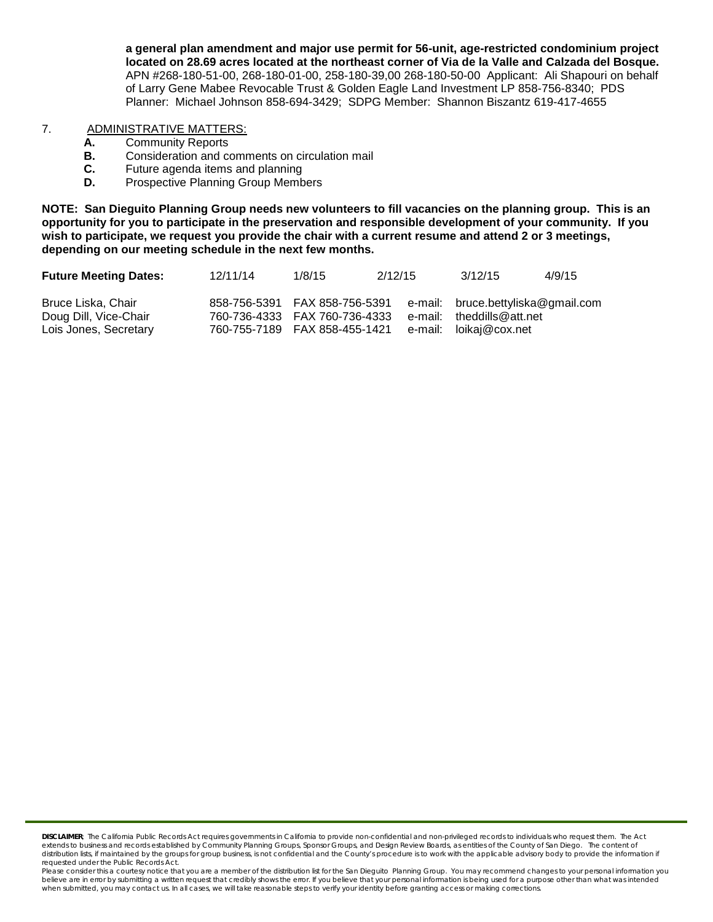**a general plan amendment and major use permit for 56-unit, age-restricted condominium project located on 28.69 acres located at the northeast corner of Via de la Valle and Calzada del Bosque.** APN #268-180-51-00, 268-180-01-00, 258-180-39,00 268-180-50-00 Applicant: Ali Shapouri on behalf of Larry Gene Mabee Revocable Trust & Golden Eagle Land Investment LP 858-756-8340; PDS Planner: Michael Johnson 858-694-3429; SDPG Member: Shannon Biszantz 619-417-4655

7. ADMINISTRATIVE MATTERS:
   - **A.** Community Reports
   - **B.** Consideration and comments on circulation mail
   - **C.** Future agenda items and planning
   - **D.** Prospective Planning Group Members

**NOTE: San Dieguito Planning Group needs new volunteers to fill vacancies on the planning group. This is an opportunity for you to participate in the preservation and responsible development of your community. If you wish to participate, we request you provide the chair with a current resume and attend 2 or 3 meetings, depending on our meeting schedule in the next few months.**

| | | | | | |
|---|---|---|---|---|---|
| **Future Meeting Dates:** | 12/11/14 | 1/8/15 | 2/12/15 | 3/12/15 | 4/9/15 |

| | | | |
|---|---|---|---|
| Bruce Liska, Chair | 858-756-5391 | FAX 858-756-5391 | e-mail: bruce.bettyliska@gmail.com |
| Doug Dill, Vice-Chair | 760-736-4333 | FAX 760-736-4333 | e-mail: theddills@att.net |
| Lois Jones, Secretary | 760-755-7189 | FAX 858-455-1421 | e-mail: loikaj@cox.net |

**DISCLAIMER**; The California Public Records Act requires governments in California to provide non-confidential and non-privileged records to individuals who request them. The Act extends to business and records established by Community Planning Groups, Sponsor Groups, and Design Review Boards, as entities of the County of San Diego. The content of distribution lists, if maintained by the groups for group business, is not confidential and the County's procedure is to work with the applicable advisory body to provide the information if requested under the Public Records Act.

Please consider this a courtesy notice that you are a member of the distribution list for the San Dieguito Planning Group. You may recommend changes to your personal information you believe are in error by submitting a written request that credibly shows the error. If you believe that your personal information is being used for a purpose other than what was intended when submitted, you may contact us. In all cases, we will take reasonable steps to verify your identity before granting access or making corrections.